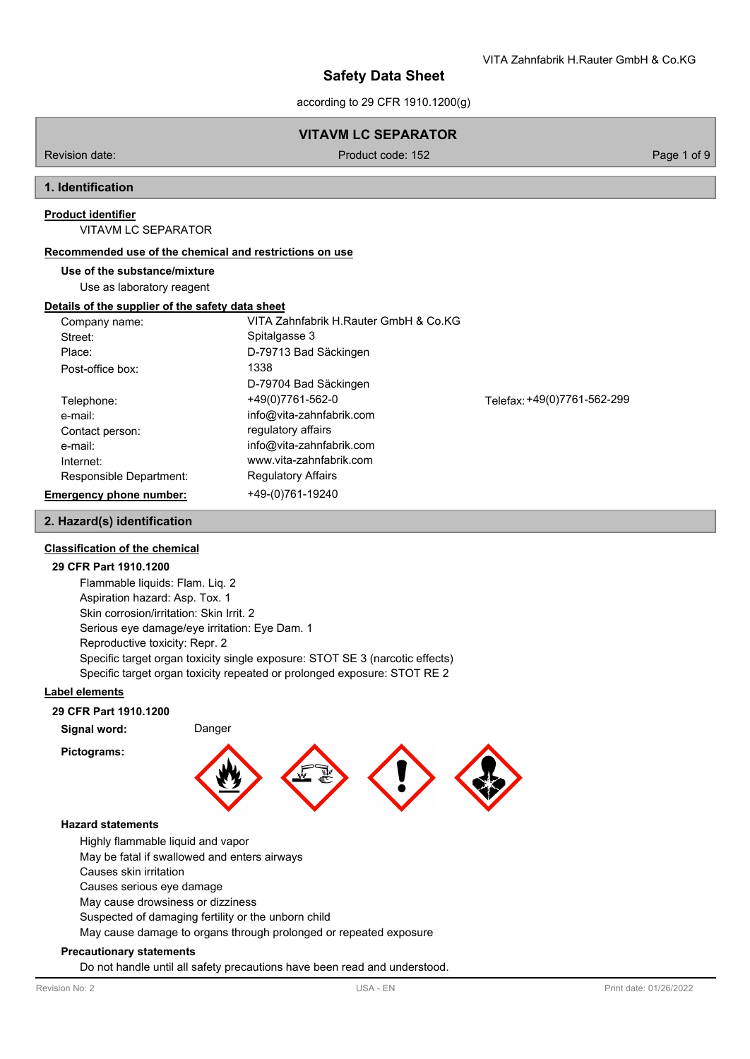VITA Zahnfabrik H.Rauter GmbH & Co.KG

# Safety Data Sheet

according to 29 CFR 1910.1200(g)

**VITAVM LC SEPARATOR**

Revision date: | Product code: 152

## 1. Identification

**Product identifier**

VITAVM LC SEPARATOR

**Recommended use of the chemical and restrictions on use**

**Use of the substance/mixture**

Use as laboratory reagent

**Details of the supplier of the safety data sheet**

| | | |
|---|---|---|
| Company name: | VITA Zahnfabrik H.Rauter GmbH & Co.KG | |
| Street: | Spitalgasse 3 | |
| Place: | D-79713 Bad Säckingen | |
| Post-office box: | 1338<br>D-79704 Bad Säckingen | |
| Telephone: | +49(0)7761-562-0 | Telefax: +49(0)7761-562-299 |
| e-mail: | info@vita-zahnfabrik.com | |
| Contact person: | regulatory affairs | |
| e-mail: | info@vita-zahnfabrik.com | |
| Internet: | www.vita-zahnfabrik.com | |
| Responsible Department: | Regulatory Affairs | |

**Emergency phone number:** +49-(0)761-19240

## 2. Hazard(s) identification

**Classification of the chemical**

**29 CFR Part 1910.1200**

Flammable liquids: Flam. Liq. 2
Aspiration hazard: Asp. Tox. 1
Skin corrosion/irritation: Skin Irrit. 2
Serious eye damage/eye irritation: Eye Dam. 1
Reproductive toxicity: Repr. 2
Specific target organ toxicity single exposure: STOT SE 3 (narcotic effects)
Specific target organ toxicity repeated or prolonged exposure: STOT RE 2

**Label elements**

**29 CFR Part 1910.1200**

**Signal word:** Danger

**Pictograms:**

**Hazard statements**

Highly flammable liquid and vapor
May be fatal if swallowed and enters airways
Causes skin irritation
Causes serious eye damage
May cause drowsiness or dizziness
Suspected of damaging fertility or the unborn child
May cause damage to organs through prolonged or repeated exposure

**Precautionary statements**

Do not handle until all safety precautions have been read and understood.

Revision No: 2 | USA - EN | Print date: 01/26/2022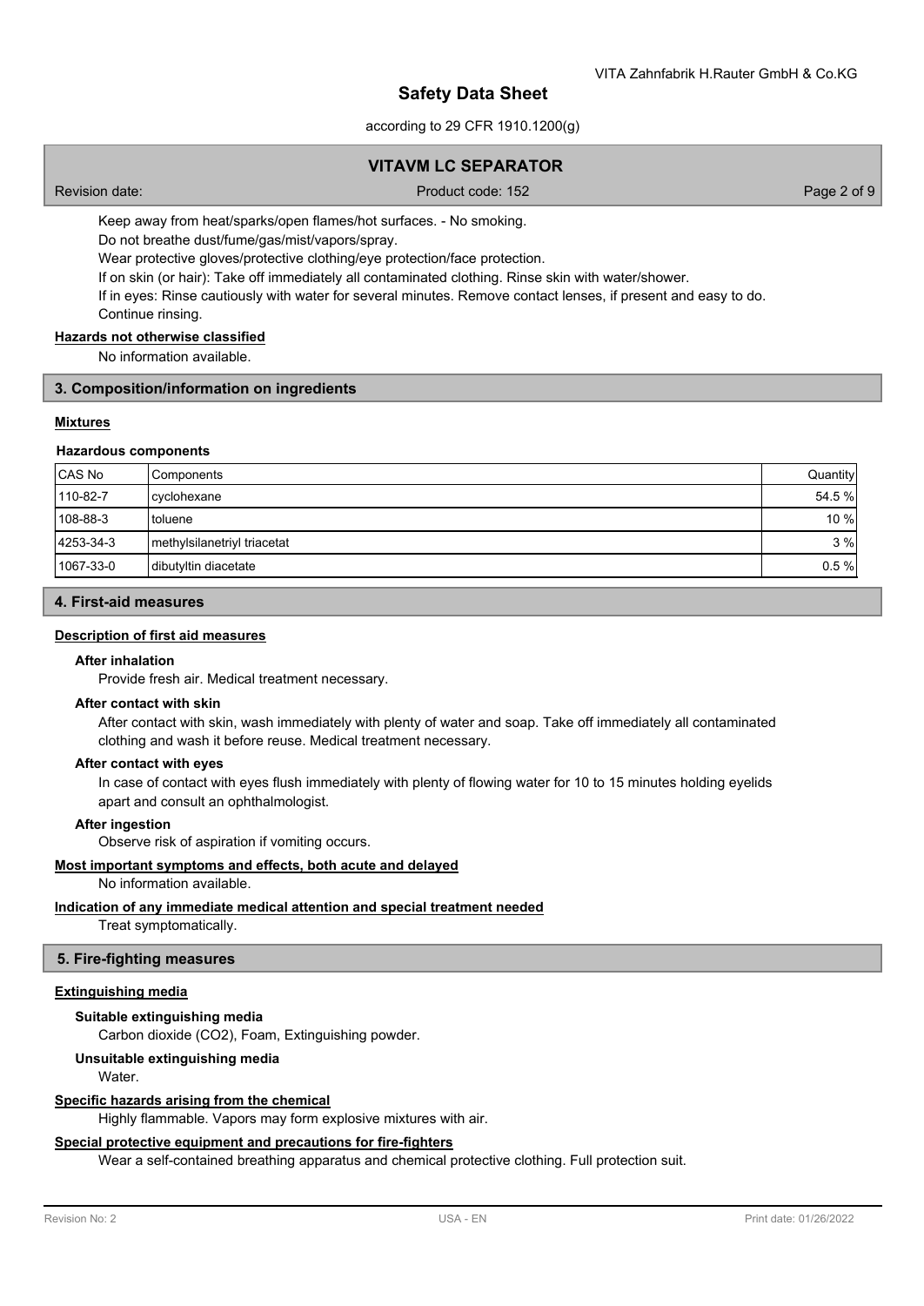Keep away from heat/sparks/open flames/hot surfaces. - No smoking.

Do not breathe dust/fume/gas/mist/vapors/spray.

Wear protective gloves/protective clothing/eye protection/face protection.

If on skin (or hair): Take off immediately all contaminated clothing. Rinse skin with water/shower.

If in eyes: Rinse cautiously with water for several minutes. Remove contact lenses, if present and easy to do. Continue rinsing.

**Hazards not otherwise classified**

No information available.

## 3. Composition/information on ingredients

**Mixtures**

**Hazardous components**

| CAS No | Components | Quantity |
|---|---|---|
| 110-82-7 | cyclohexane | 54.5 % |
| 108-88-3 | toluene | 10 % |
| 4253-34-3 | methylsilanetriyl triacetat | 3 % |
| 1067-33-0 | dibutyltin diacetate | 0.5 % |

## 4. First-aid measures

**Description of first aid measures**

**After inhalation**

Provide fresh air. Medical treatment necessary.

**After contact with skin**

After contact with skin, wash immediately with plenty of water and soap. Take off immediately all contaminated clothing and wash it before reuse. Medical treatment necessary.

**After contact with eyes**

In case of contact with eyes flush immediately with plenty of flowing water for 10 to 15 minutes holding eyelids apart and consult an ophthalmologist.

**After ingestion**

Observe risk of aspiration if vomiting occurs.

**Most important symptoms and effects, both acute and delayed**

No information available.

**Indication of any immediate medical attention and special treatment needed**

Treat symptomatically.

## 5. Fire-fighting measures

**Extinguishing media**

**Suitable extinguishing media**

Carbon dioxide ($CO_2$), Foam, Extinguishing powder.

**Unsuitable extinguishing media**

Water.

**Specific hazards arising from the chemical**

Highly flammable. Vapors may form explosive mixtures with air.

**Special protective equipment and precautions for fire-fighters**

Wear a self-contained breathing apparatus and chemical protective clothing. Full protection suit.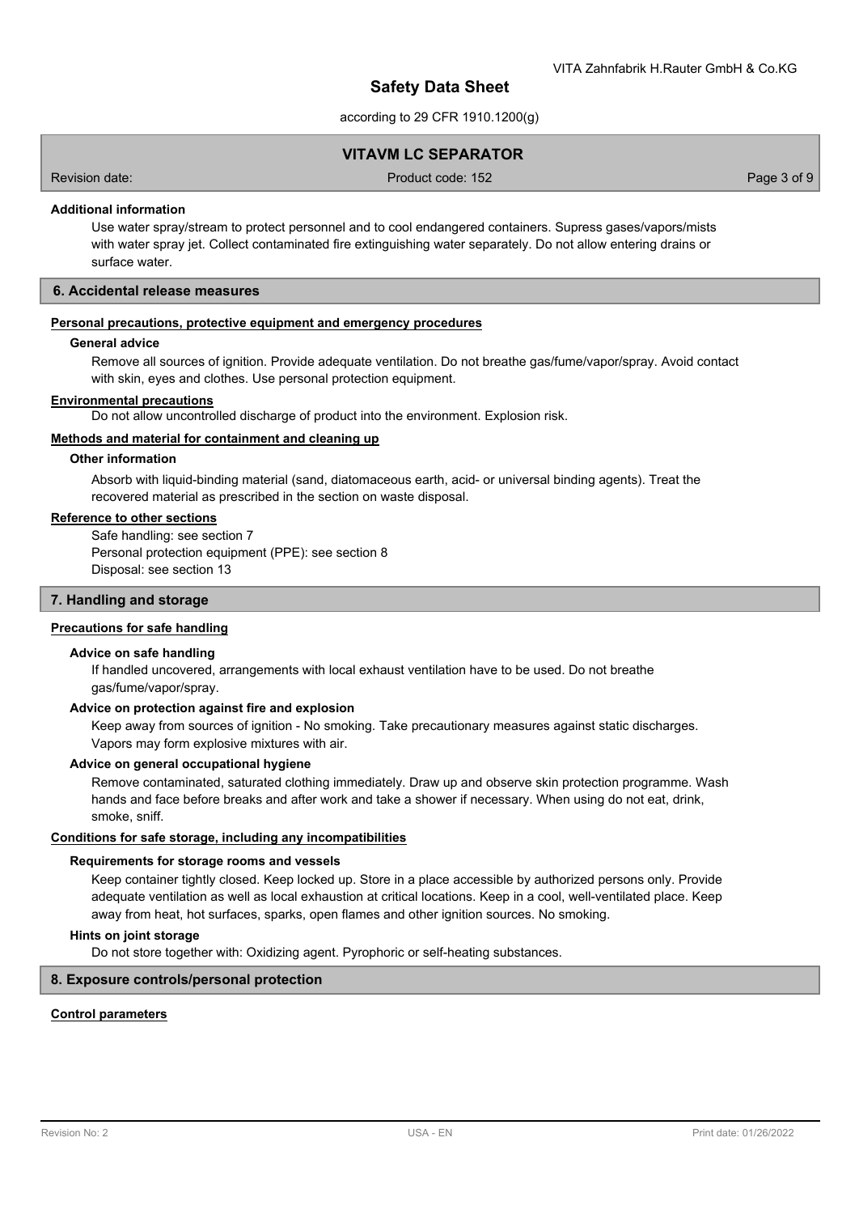#### Additional information

Use water spray/stream to protect personnel and to cool endangered containers. Supress gases/vapors/mists with water spray jet. Collect contaminated fire extinguishing water separately. Do not allow entering drains or surface water.

## 6. Accidental release measures

### Personal precautions, protective equipment and emergency procedures

#### General advice

Remove all sources of ignition. Provide adequate ventilation. Do not breathe gas/fume/vapor/spray. Avoid contact with skin, eyes and clothes. Use personal protection equipment.

### Environmental precautions

Do not allow uncontrolled discharge of product into the environment. Explosion risk.

### Methods and material for containment and cleaning up

#### Other information

Absorb with liquid-binding material (sand, diatomaceous earth, acid- or universal binding agents). Treat the recovered material as prescribed in the section on waste disposal.

### Reference to other sections

Safe handling: see section 7
Personal protection equipment (PPE): see section 8
Disposal: see section 13

## 7. Handling and storage

### Precautions for safe handling

#### Advice on safe handling

If handled uncovered, arrangements with local exhaust ventilation have to be used. Do not breathe gas/fume/vapor/spray.

#### Advice on protection against fire and explosion

Keep away from sources of ignition - No smoking. Take precautionary measures against static discharges. Vapors may form explosive mixtures with air.

#### Advice on general occupational hygiene

Remove contaminated, saturated clothing immediately. Draw up and observe skin protection programme. Wash hands and face before breaks and after work and take a shower if necessary. When using do not eat, drink, smoke, sniff.

### Conditions for safe storage, including any incompatibilities

#### Requirements for storage rooms and vessels

Keep container tightly closed. Keep locked up. Store in a place accessible by authorized persons only. Provide adequate ventilation as well as local exhaustion at critical locations. Keep in a cool, well-ventilated place. Keep away from heat, hot surfaces, sparks, open flames and other ignition sources. No smoking.

#### Hints on joint storage

Do not store together with: Oxidizing agent. Pyrophoric or self-heating substances.

## 8. Exposure controls/personal protection

### Control parameters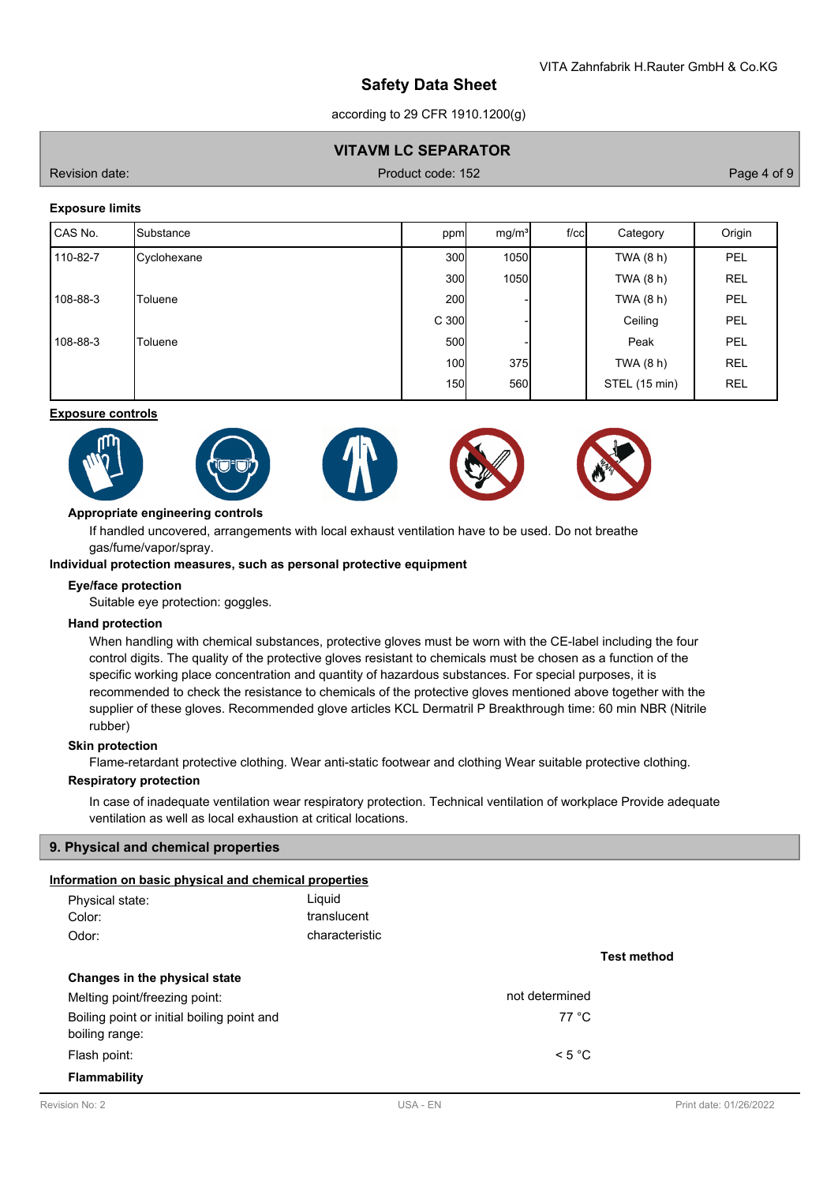**Exposure limits**

| CAS No. | Substance | ppm | mg/m³ | f/cc | Category | Origin |
|---|---|---|---|---|---|---|
| 110-82-7 | Cyclohexane | 300 | 1050 | | TWA (8 h) | PEL |
| | | 300 | 1050 | | TWA (8 h) | REL |
| 108-88-3 | Toluene | 200 | - | | TWA (8 h) | PEL |
| | | C 300 | - | | Ceiling | PEL |
| 108-88-3 | Toluene | 500 | - | | Peak | PEL |
| | | 100 | 375 | | TWA (8 h) | REL |
| | | 150 | 560 | | STEL (15 min) | REL |

**Exposure controls**

**Appropriate engineering controls**

If handled uncovered, arrangements with local exhaust ventilation have to be used. Do not breathe gas/fume/vapor/spray.

**Individual protection measures, such as personal protective equipment**

**Eye/face protection**

Suitable eye protection: goggles.

**Hand protection**

When handling with chemical substances, protective gloves must be worn with the CE-label including the four control digits. The quality of the protective gloves resistant to chemicals must be chosen as a function of the specific working place concentration and quantity of hazardous substances. For special purposes, it is recommended to check the resistance to chemicals of the protective gloves mentioned above together with the supplier of these gloves. Recommended glove articles KCL Dermatril P Breakthrough time: 60 min NBR (Nitrile rubber)

**Skin protection**

Flame-retardant protective clothing. Wear anti-static footwear and clothing Wear suitable protective clothing.

**Respiratory protection**

In case of inadequate ventilation wear respiratory protection. Technical ventilation of workplace Provide adequate ventilation as well as local exhaustion at critical locations.

## 9. Physical and chemical properties

**Information on basic physical and chemical properties**

| | | |
|---|---|---|
| Physical state: | Liquid | |
| Color: | translucent | |
| Odor: | characteristic | |
| | | **Test method** |
| **Changes in the physical state** | | |
| Melting point/freezing point: | not determined | |
| Boiling point or initial boiling point and boiling range: | 77 °C | |
| Flash point: | < 5 °C | |

**Flammability**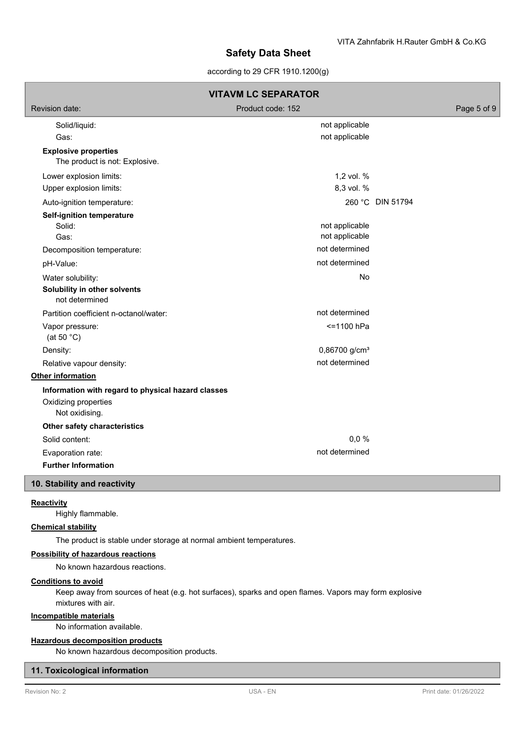| | |
|---|---|
| Solid/liquid: | not applicable |
| Gas: | not applicable |

**Explosive properties**

The product is not: Explosive.

| | | |
|---|---|---|
| Lower explosion limits: | 1,2 vol. % | |
| Upper explosion limits: | 8,3 vol. % | |
| Auto-ignition temperature: | 260 °C | DIN 51794 |

**Self-ignition temperature**

| | |
|---|---|
| Solid: | not applicable |
| Gas: | not applicable |
| Decomposition temperature: | not determined |
| pH-Value: | not determined |
| Water solubility: | No |

**Solubility in other solvents**

not determined

| | |
|---|---|
| Partition coefficient n-octanol/water: | not determined |
| Vapor pressure: (at 50 °C) | <=1100 hPa |
| Density: | 0,86700 g/cm³ |
| Relative vapour density: | not determined |

**Other information**

**Information with regard to physical hazard classes**

Oxidizing properties

Not oxidising.

**Other safety characteristics**

| | |
|---|---|
| Solid content: | 0,0 % |
| Evaporation rate: | not determined |

**Further Information**

## 10. Stability and reactivity

**Reactivity**

Highly flammable.

**Chemical stability**

The product is stable under storage at normal ambient temperatures.

**Possibility of hazardous reactions**

No known hazardous reactions.

**Conditions to avoid**

Keep away from sources of heat (e.g. hot surfaces), sparks and open flames. Vapors may form explosive mixtures with air.

**Incompatible materials**

No information available.

**Hazardous decomposition products**

No known hazardous decomposition products.

## 11. Toxicological information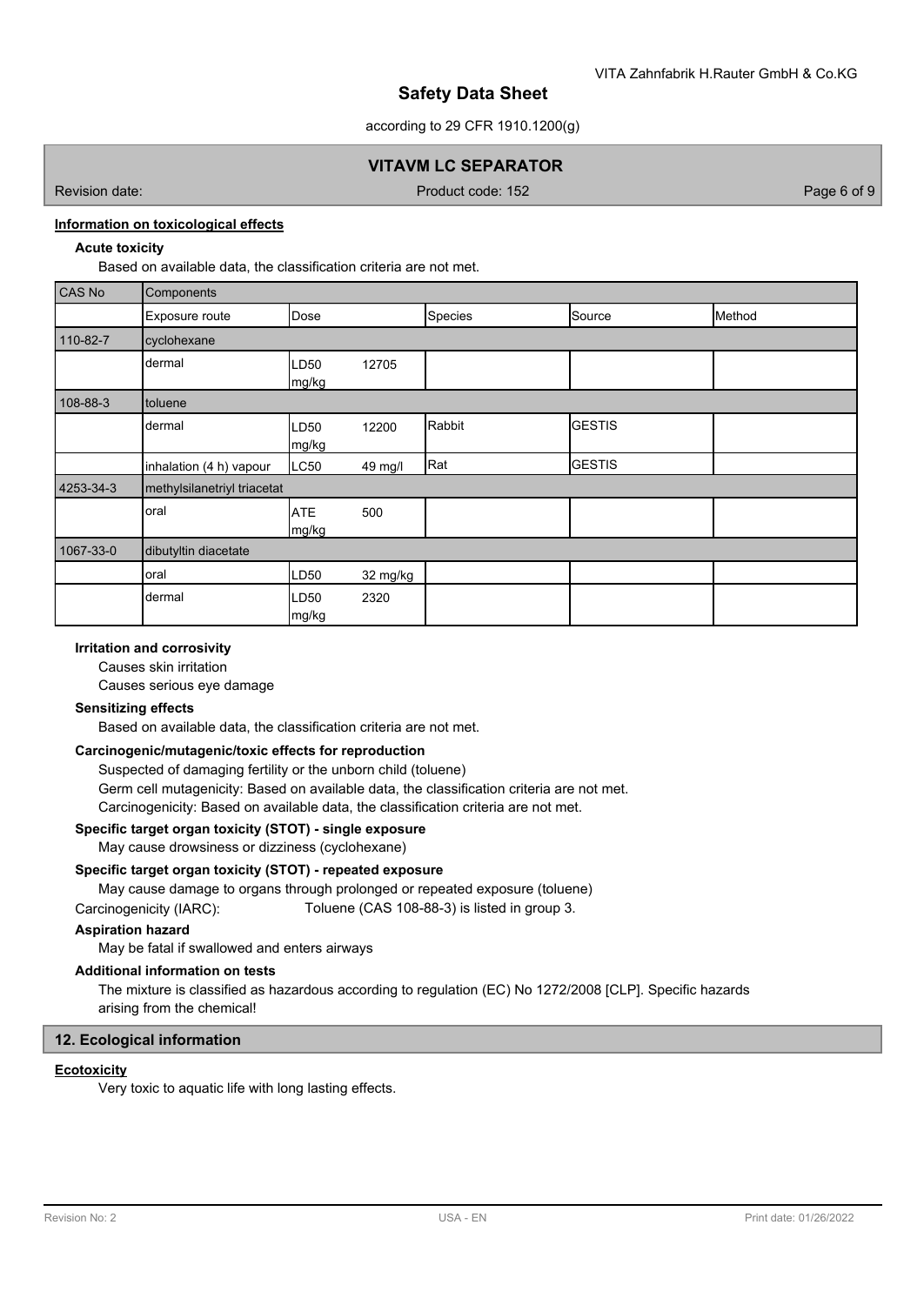### Information on toxicological effects

**Acute toxicity**

Based on available data, the classification criteria are not met.

| CAS No | Components | | | | |
|---|---|---|---|---|---|
| | Exposure route | Dose | Species | Source | Method |
| 110-82-7 | cyclohexane | | | | |
| | dermal | LD50 12705 mg/kg | | | |
| 108-88-3 | toluene | | | | |
| | dermal | LD50 12200 mg/kg | Rabbit | GESTIS | |
| | inhalation (4 h) vapour | LC50 49 mg/l | Rat | GESTIS | |
| 4253-34-3 | methylsilanetriyl triacetat | | | | |
| | oral | ATE 500 mg/kg | | | |
| 1067-33-0 | dibutyltin diacetate | | | | |
| | oral | LD50 32 mg/kg | | | |
| | dermal | LD50 2320 mg/kg | | | |

**Irritation and corrosivity**

Causes skin irritation

Causes serious eye damage

**Sensitizing effects**

Based on available data, the classification criteria are not met.

**Carcinogenic/mutagenic/toxic effects for reproduction**

Suspected of damaging fertility or the unborn child (toluene)

Germ cell mutagenicity: Based on available data, the classification criteria are not met.

Carcinogenicity: Based on available data, the classification criteria are not met.

**Specific target organ toxicity (STOT) - single exposure**

May cause drowsiness or dizziness (cyclohexane)

**Specific target organ toxicity (STOT) - repeated exposure**

May cause damage to organs through prolonged or repeated exposure (toluene)

Carcinogenicity (IARC): Toluene (CAS 108-88-3) is listed in group 3.

**Aspiration hazard**

May be fatal if swallowed and enters airways

**Additional information on tests**

The mixture is classified as hazardous according to regulation (EC) No 1272/2008 [CLP]. Specific hazards arising from the chemical!

## 12. Ecological information

### Ecotoxicity

Very toxic to aquatic life with long lasting effects.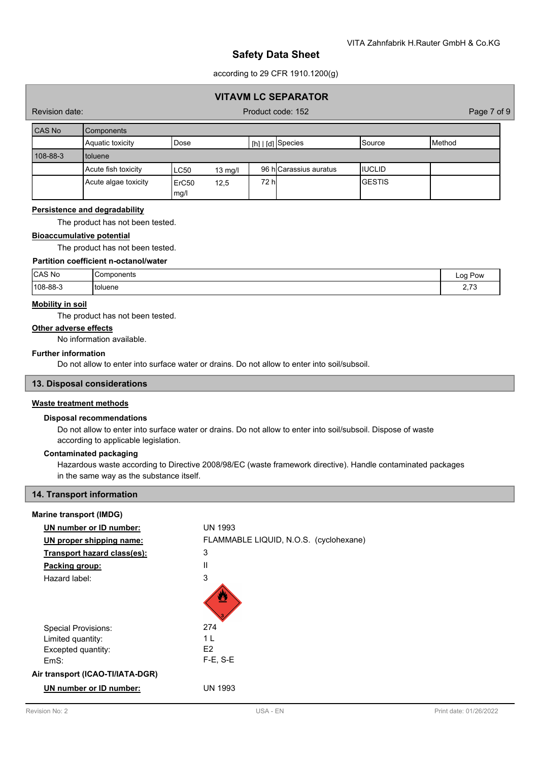| CAS No | Components | | | | | |
|---|---|---|---|---|---|---|
| | Aquatic toxicity | Dose | | [h] \| [d] | Species | Source | Method |
| 108-88-3 | toluene | | | | | | |
| | Acute fish toxicity | LC50 | 13 mg/l | 96 h | Carassius auratus | IUCLID | |
| | Acute algae toxicity | ErC50 mg/l | 12,5 | 72 h | | GESTIS | |

**Persistence and degradability**

The product has not been tested.

**Bioaccumulative potential**

The product has not been tested.

**Partition coefficient n-octanol/water**

| CAS No | Components | Log Pow |
|---|---|---|
| 108-88-3 | toluene | 2,73 |

**Mobility in soil**

The product has not been tested.

**Other adverse effects**

No information available.

**Further information**

Do not allow to enter into surface water or drains. Do not allow to enter into soil/subsoil.

## 13. Disposal considerations

**Waste treatment methods**

**Disposal recommendations**

Do not allow to enter into surface water or drains. Do not allow to enter into soil/subsoil. Dispose of waste according to applicable legislation.

**Contaminated packaging**

Hazardous waste according to Directive 2008/98/EC (waste framework directive). Handle contaminated packages in the same way as the substance itself.

## 14. Transport information

**Marine transport (IMDG)**

**UN number or ID number:** UN 1993

**UN proper shipping name:** FLAMMABLE LIQUID, N.O.S. (cyclohexane)

**Transport hazard class(es):** 3

**Packing group:** II

Hazard label: 3

Special Provisions: 274

Limited quantity: 1 L

Excepted quantity: E2

EmS: F-E, S-E

**Air transport (ICAO-TI/IATA-DGR)**

**UN number or ID number:** UN 1993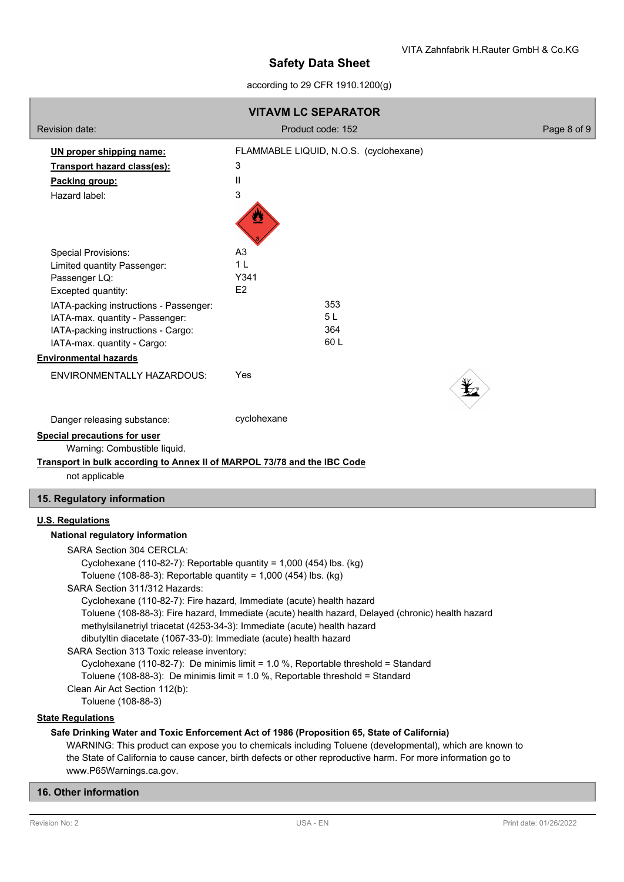**UN proper shipping name:** FLAMMABLE LIQUID, N.O.S. (cyclohexane)

**Transport hazard class(es):** 3

**Packing group:** II

Hazard label: 3

Special Provisions: A3

Limited quantity Passenger: 1 L

Passenger LQ: Y341

Excepted quantity: E2

IATA-packing instructions - Passenger: 353

IATA-max. quantity - Passenger: 5 L

IATA-packing instructions - Cargo: 364

IATA-max. quantity - Cargo: 60 L

**Environmental hazards**

ENVIRONMENTALLY HAZARDOUS: Yes

Danger releasing substance: cyclohexane

**Special precautions for user**

Warning: Combustible liquid.

**Transport in bulk according to Annex II of MARPOL 73/78 and the IBC Code**

not applicable

## 15. Regulatory information

**U.S. Regulations**

**National regulatory information**

SARA Section 304 CERCLA:

Cyclohexane (110-82-7): Reportable quantity = 1,000 (454) lbs. (kg)

Toluene (108-88-3): Reportable quantity = 1,000 (454) lbs. (kg)

SARA Section 311/312 Hazards:

Cyclohexane (110-82-7): Fire hazard, Immediate (acute) health hazard

Toluene (108-88-3): Fire hazard, Immediate (acute) health hazard, Delayed (chronic) health hazard

methylsilanetriyl triacetat (4253-34-3): Immediate (acute) health hazard

dibutyltin diacetate (1067-33-0): Immediate (acute) health hazard

SARA Section 313 Toxic release inventory:

Cyclohexane (110-82-7): De minimis limit = 1.0 %, Reportable threshold = Standard

Toluene (108-88-3): De minimis limit = 1.0 %, Reportable threshold = Standard

Clean Air Act Section 112(b):

Toluene (108-88-3)

**State Regulations**

**Safe Drinking Water and Toxic Enforcement Act of 1986 (Proposition 65, State of California)**

WARNING: This product can expose you to chemicals including Toluene (developmental), which are known to the State of California to cause cancer, birth defects or other reproductive harm. For more information go to www.P65Warnings.ca.gov.

## 16. Other information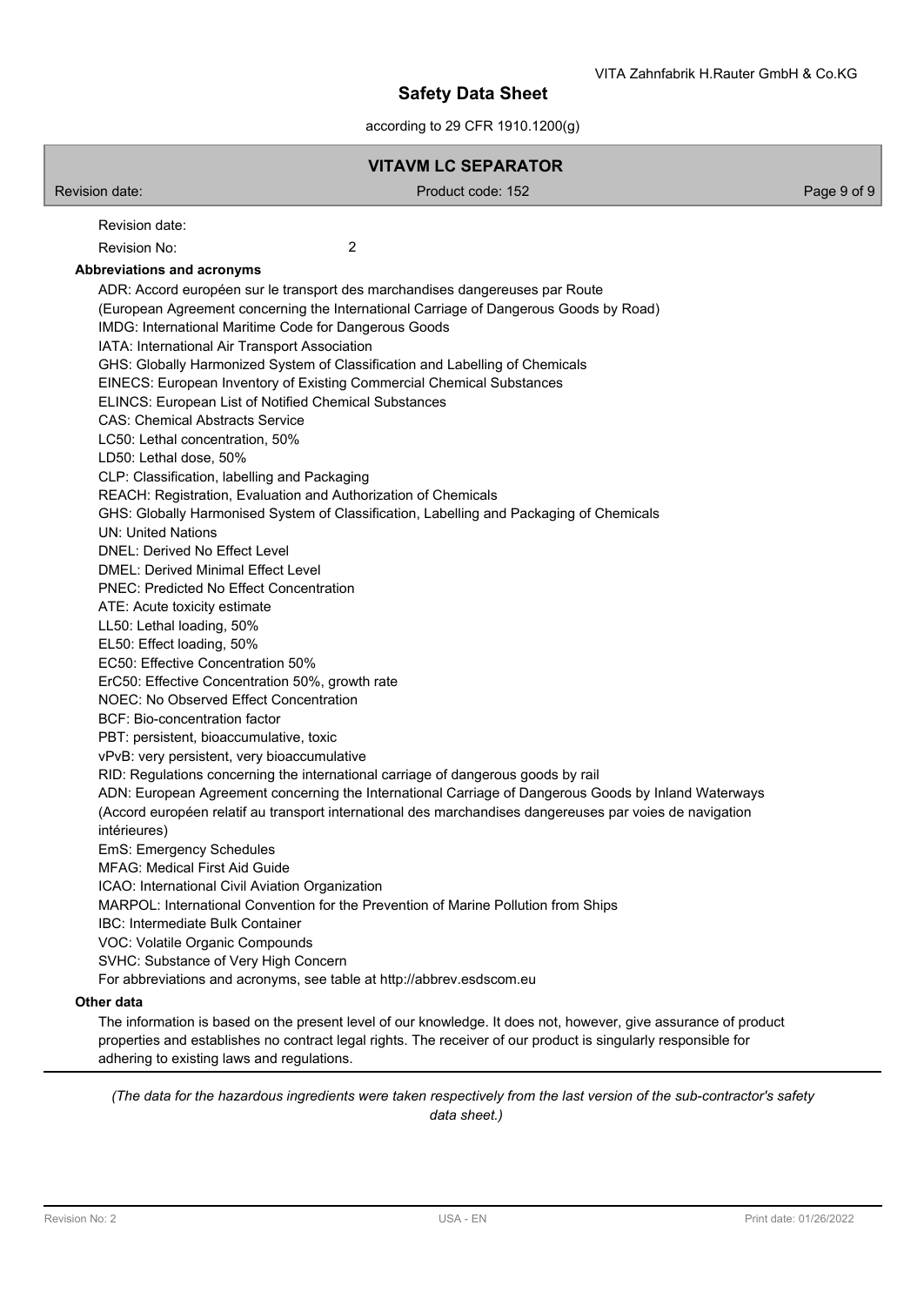Revision date:

Revision No: 2

**Abbreviations and acronyms**

ADR: Accord européen sur le transport des marchandises dangereuses par Route
(European Agreement concerning the International Carriage of Dangerous Goods by Road)
IMDG: International Maritime Code for Dangerous Goods
IATA: International Air Transport Association
GHS: Globally Harmonized System of Classification and Labelling of Chemicals
EINECS: European Inventory of Existing Commercial Chemical Substances
ELINCS: European List of Notified Chemical Substances
CAS: Chemical Abstracts Service
LC50: Lethal concentration, 50%
LD50: Lethal dose, 50%
CLP: Classification, labelling and Packaging
REACH: Registration, Evaluation and Authorization of Chemicals
GHS: Globally Harmonised System of Classification, Labelling and Packaging of Chemicals
UN: United Nations
DNEL: Derived No Effect Level
DMEL: Derived Minimal Effect Level
PNEC: Predicted No Effect Concentration
ATE: Acute toxicity estimate
LL50: Lethal loading, 50%
EL50: Effect loading, 50%
EC50: Effective Concentration 50%
ErC50: Effective Concentration 50%, growth rate
NOEC: No Observed Effect Concentration
BCF: Bio-concentration factor
PBT: persistent, bioaccumulative, toxic
vPvB: very persistent, very bioaccumulative
RID: Regulations concerning the international carriage of dangerous goods by rail
ADN: European Agreement concerning the International Carriage of Dangerous Goods by Inland Waterways
(Accord européen relatif au transport international des marchandises dangereuses par voies de navigation intérieures)
EmS: Emergency Schedules
MFAG: Medical First Aid Guide
ICAO: International Civil Aviation Organization
MARPOL: International Convention for the Prevention of Marine Pollution from Ships
IBC: Intermediate Bulk Container
VOC: Volatile Organic Compounds
SVHC: Substance of Very High Concern
For abbreviations and acronyms, see table at http://abbrev.esdscom.eu

**Other data**

The information is based on the present level of our knowledge. It does not, however, give assurance of product properties and establishes no contract legal rights. The receiver of our product is singularly responsible for adhering to existing laws and regulations.

*(The data for the hazardous ingredients were taken respectively from the last version of the sub-contractor's safety data sheet.)*